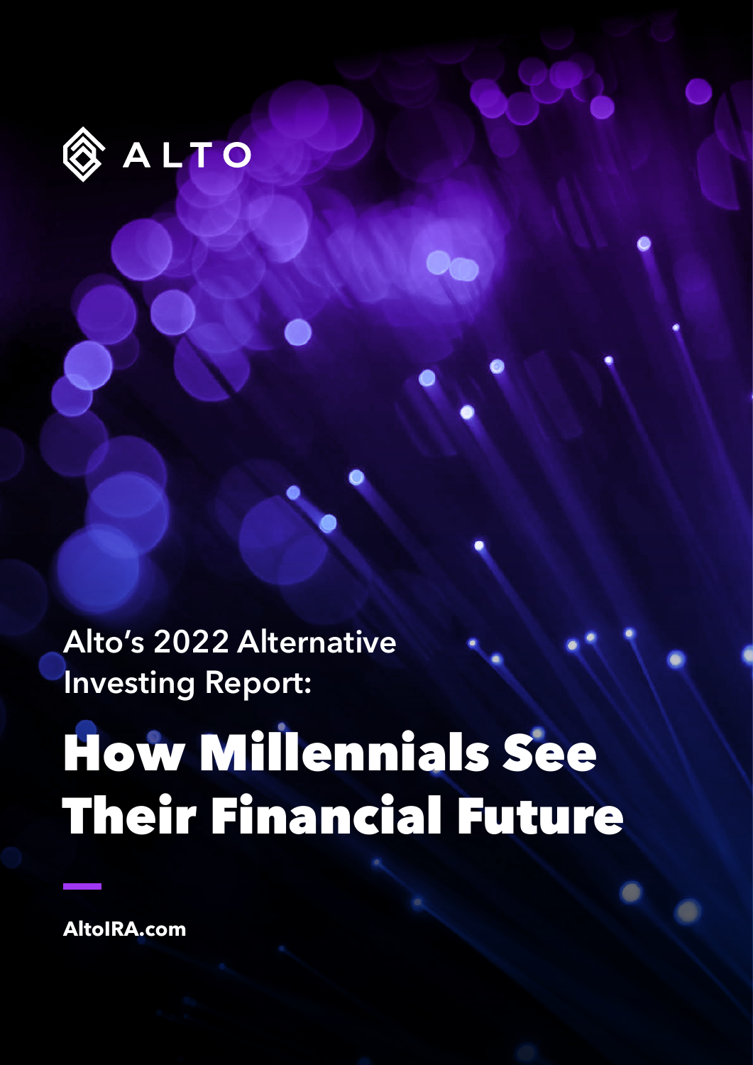ALTO

Alto's 2022 Alternative Investing Report:

# How Millennials See Their Financial Future

AltoIRA.com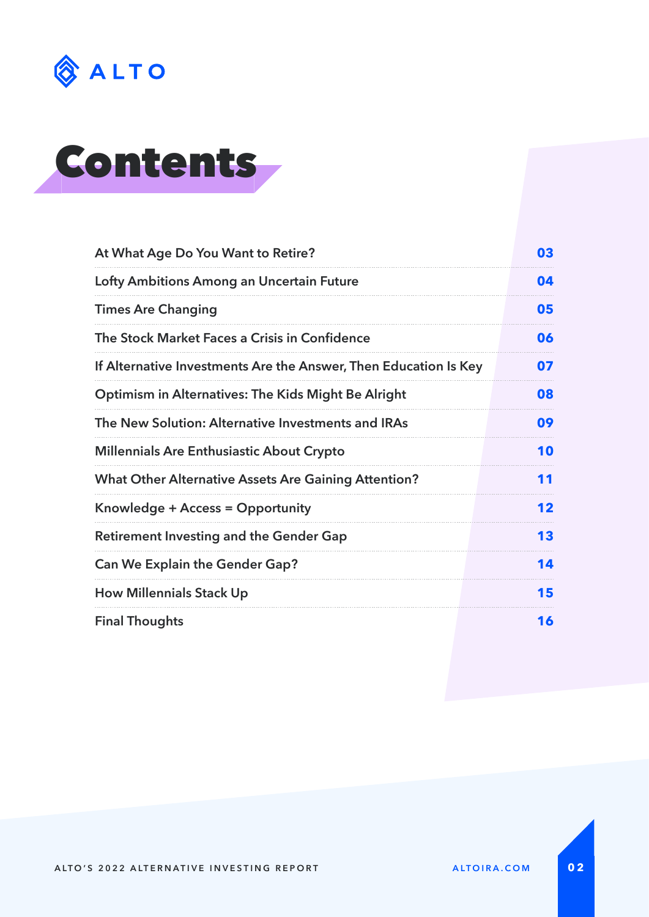# Contents

| | |
|---|---|
| At What Age Do You Want to Retire? | 03 |
| Lofty Ambitions Among an Uncertain Future | 04 |
| Times Are Changing | 05 |
| The Stock Market Faces a Crisis in Confidence | 06 |
| If Alternative Investments Are the Answer, Then Education Is Key | 07 |
| Optimism in Alternatives: The Kids Might Be Alright | 08 |
| The New Solution: Alternative Investments and IRAs | 09 |
| Millennials Are Enthusiastic About Crypto | 10 |
| What Other Alternative Assets Are Gaining Attention? | 11 |
| Knowledge + Access = Opportunity | 12 |
| Retirement Investing and the Gender Gap | 13 |
| Can We Explain the Gender Gap? | 14 |
| How Millennials Stack Up | 15 |
| Final Thoughts | 16 |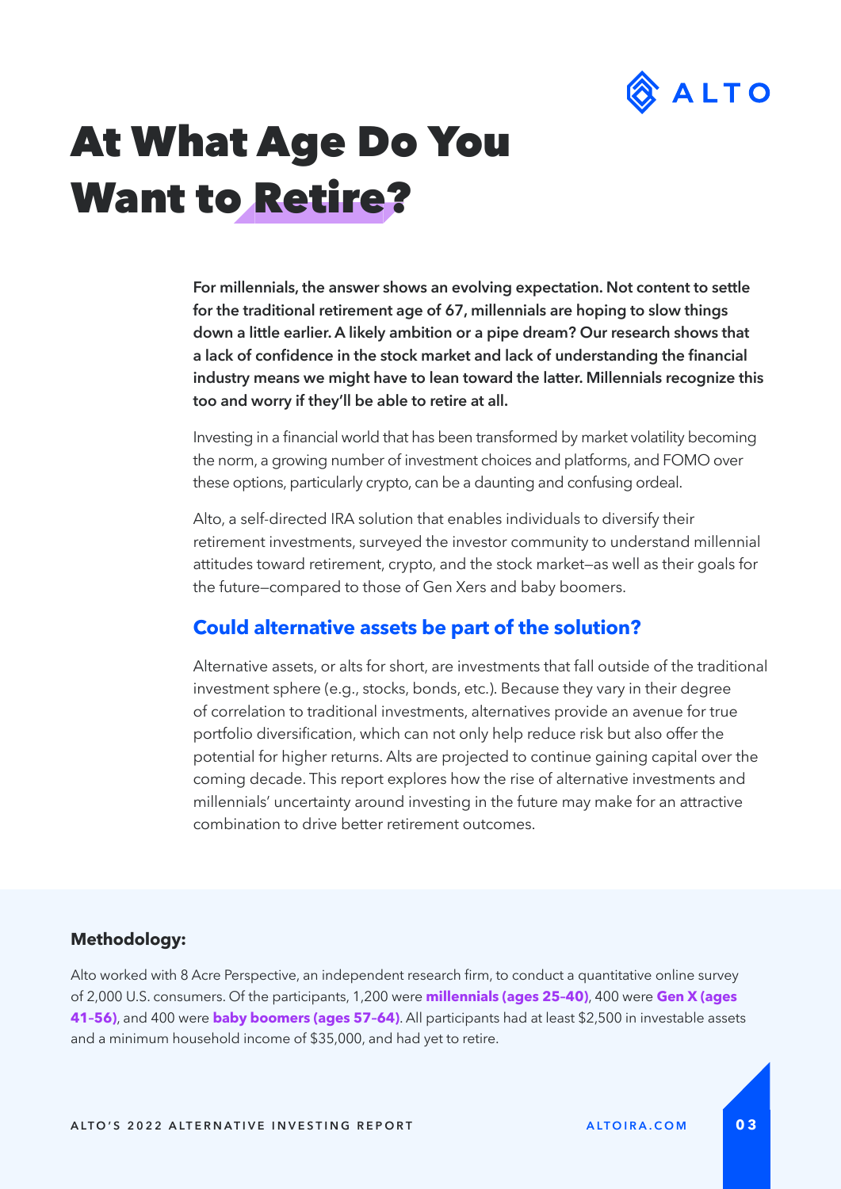# At What Age Do You Want to Retire?

**For millennials, the answer shows an evolving expectation. Not content to settle for the traditional retirement age of 67, millennials are hoping to slow things down a little earlier. A likely ambition or a pipe dream? Our research shows that a lack of confidence in the stock market and lack of understanding the financial industry means we might have to lean toward the latter. Millennials recognize this too and worry if they'll be able to retire at all.**

Investing in a financial world that has been transformed by market volatility becoming the norm, a growing number of investment choices and platforms, and FOMO over these options, particularly crypto, can be a daunting and confusing ordeal.

Alto, a self-directed IRA solution that enables individuals to diversify their retirement investments, surveyed the investor community to understand millennial attitudes toward retirement, crypto, and the stock market—as well as their goals for the future—compared to those of Gen Xers and baby boomers.

## Could alternative assets be part of the solution?

Alternative assets, or alts for short, are investments that fall outside of the traditional investment sphere (e.g., stocks, bonds, etc.). Because they vary in their degree of correlation to traditional investments, alternatives provide an avenue for true portfolio diversification, which can not only help reduce risk but also offer the potential for higher returns. Alts are projected to continue gaining capital over the coming decade. This report explores how the rise of alternative investments and millennials' uncertainty around investing in the future may make for an attractive combination to drive better retirement outcomes.

**Methodology:**

Alto worked with 8 Acre Perspective, an independent research firm, to conduct a quantitative online survey of 2,000 U.S. consumers. Of the participants, 1,200 were **millennials (ages 25-40)**, 400 were **Gen X (ages 41-56)**, and 400 were **baby boomers (ages 57-64)**. All participants had at least $2,500 in investable assets and a minimum household income of $35,000, and had yet to retire.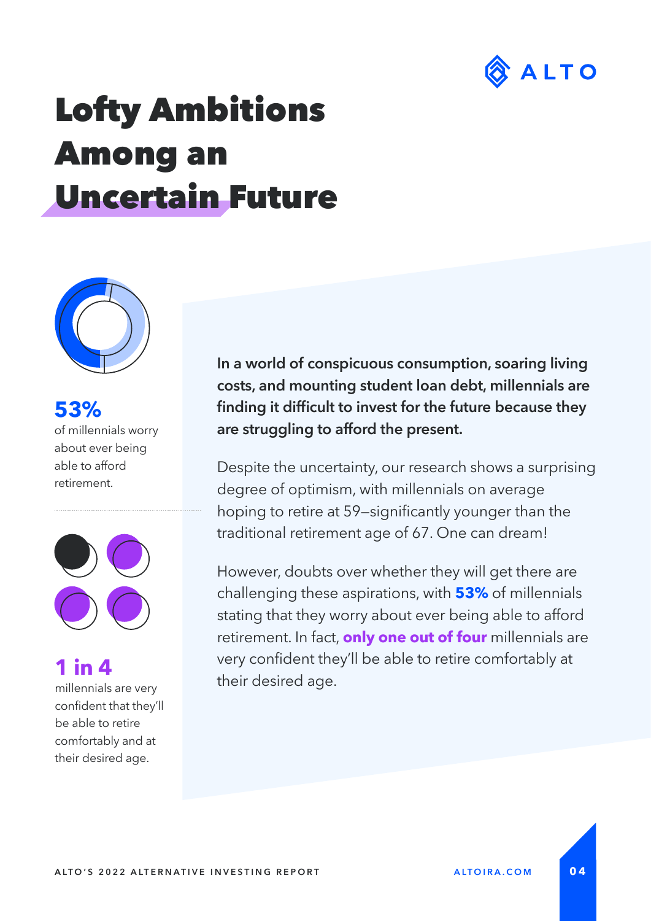# Lofty Ambitions Among an Uncertain Future

**53%**
of millennials worry about ever being able to afford retirement.

**1 in 4**
millennials are very confident that they'll be able to retire comfortably and at their desired age.

**In a world of conspicuous consumption, soaring living costs, and mounting student loan debt, millennials are finding it difficult to invest for the future because they are struggling to afford the present.**

Despite the uncertainty, our research shows a surprising degree of optimism, with millennials on average hoping to retire at 59—significantly younger than the traditional retirement age of 67. One can dream!

However, doubts over whether they will get there are challenging these aspirations, with **53%** of millennials stating that they worry about ever being able to afford retirement. In fact, **only one out of four** millennials are very confident they'll be able to retire comfortably at their desired age.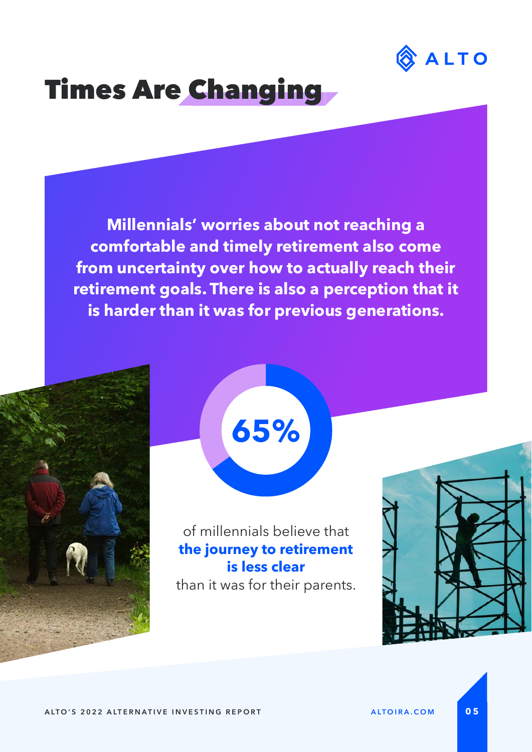# Times Are Changing

**Millennials' worries about not reaching a comfortable and timely retirement also come from uncertainty over how to actually reach their retirement goals. There is also a perception that it is harder than it was for previous generations.**

**65%**

of millennials believe that **the journey to retirement is less clear** than it was for their parents.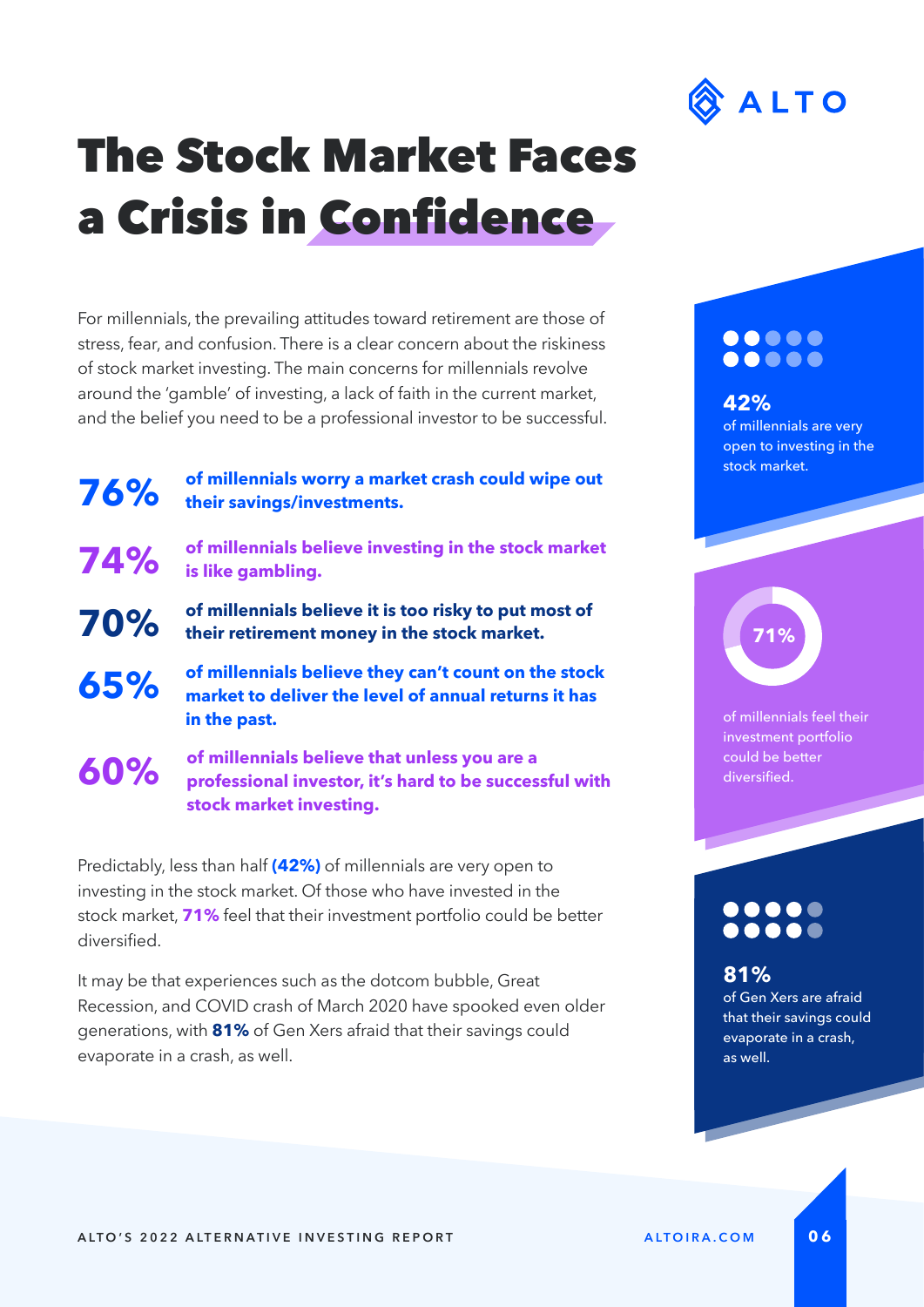# The Stock Market Faces a Crisis in Confidence

For millennials, the prevailing attitudes toward retirement are those of stress, fear, and confusion. There is a clear concern about the riskiness of stock market investing. The main concerns for millennials revolve around the 'gamble' of investing, a lack of faith in the current market, and the belief you need to be a professional investor to be successful.

**76%** **of millennials worry a market crash could wipe out their savings/investments.**

**74%** **of millennials believe investing in the stock market is like gambling.**

**70%** **of millennials believe it is too risky to put most of their retirement money in the stock market.**

**65%** **of millennials believe they can't count on the stock market to deliver the level of annual returns it has in the past.**

**60%** **of millennials believe that unless you are a professional investor, it's hard to be successful with stock market investing.**

Predictably, less than half **(42%)** of millennials are very open to investing in the stock market. Of those who have invested in the stock market, **71%** feel that their investment portfolio could be better diversified.

It may be that experiences such as the dotcom bubble, Great Recession, and COVID crash of March 2020 have spooked even older generations, with **81%** of Gen Xers afraid that their savings could evaporate in a crash, as well.

**42%**
of millennials are very open to investing in the stock market.

**71%**
of millennials feel their investment portfolio could be better diversified.

**81%**
of Gen Xers are afraid that their savings could evaporate in a crash, as well.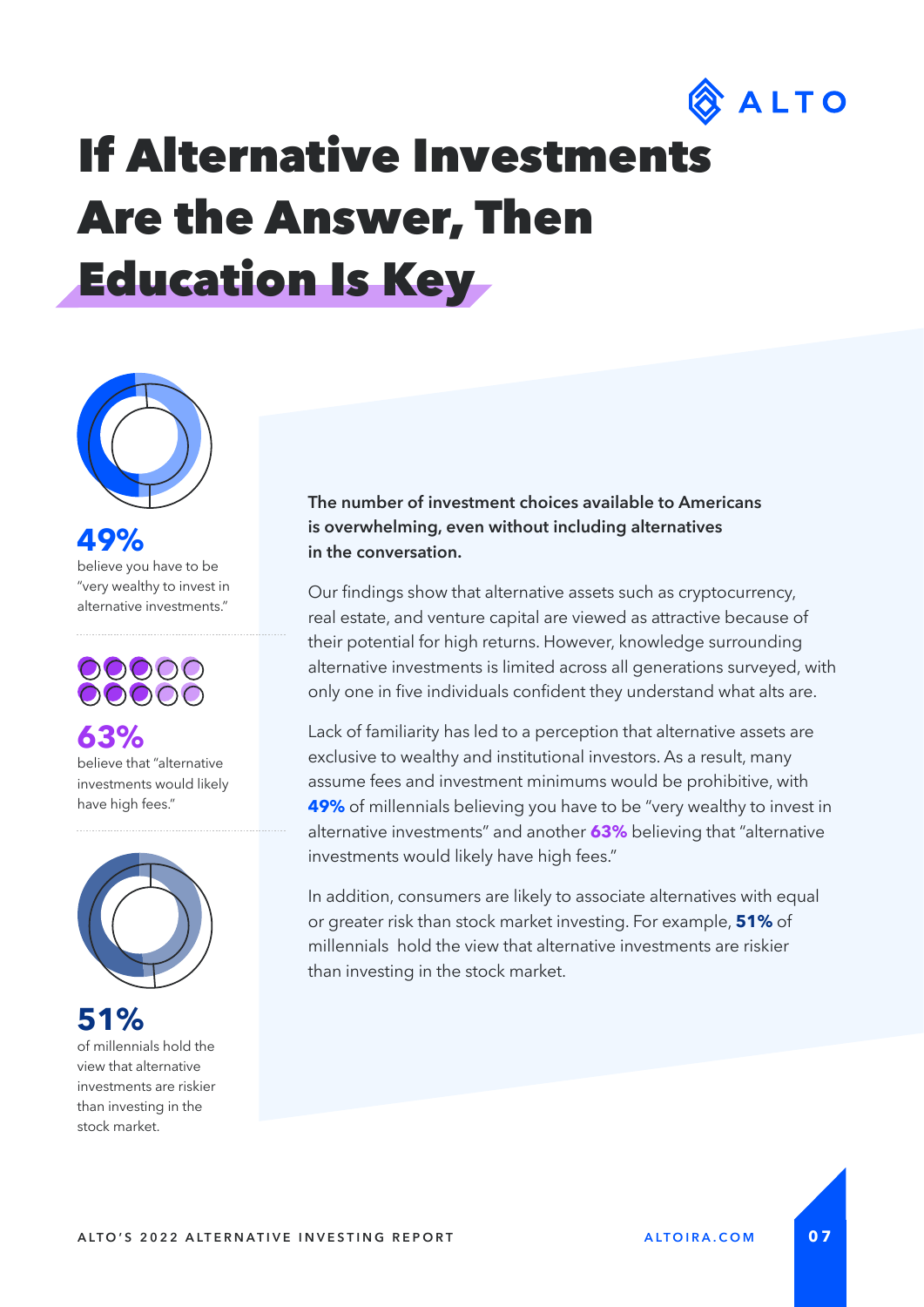# If Alternative Investments Are the Answer, Then Education Is Key

**49%**
believe you have to be "very wealthy to invest in alternative investments."

**63%**
believe that "alternative investments would likely have high fees."

**51%**
of millennials hold the view that alternative investments are riskier than investing in the stock market.

**The number of investment choices available to Americans is overwhelming, even without including alternatives in the conversation.**

Our findings show that alternative assets such as cryptocurrency, real estate, and venture capital are viewed as attractive because of their potential for high returns. However, knowledge surrounding alternative investments is limited across all generations surveyed, with only one in five individuals confident they understand what alts are.

Lack of familiarity has led to a perception that alternative assets are exclusive to wealthy and institutional investors. As a result, many assume fees and investment minimums would be prohibitive, with **49%** of millennials believing you have to be "very wealthy to invest in alternative investments" and another **63%** believing that "alternative investments would likely have high fees."

In addition, consumers are likely to associate alternatives with equal or greater risk than stock market investing. For example, **51%** of millennials hold the view that alternative investments are riskier than investing in the stock market.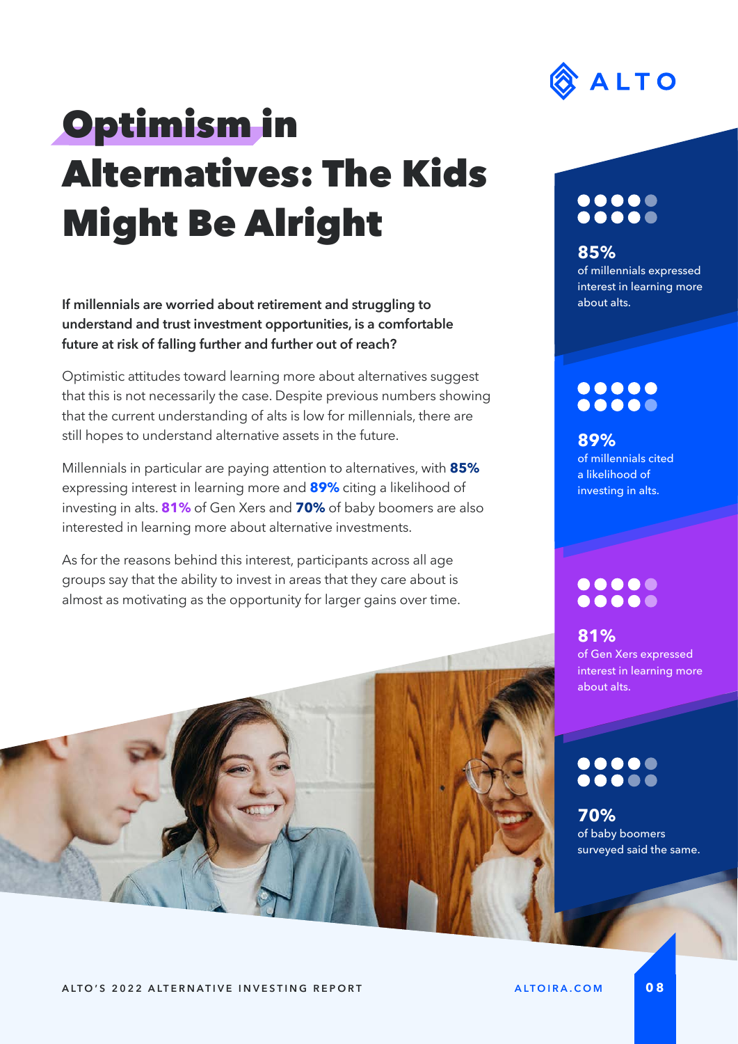# Optimism in Alternatives: The Kids Might Be Alright

**If millennials are worried about retirement and struggling to understand and trust investment opportunities, is a comfortable future at risk of falling further and further out of reach?**

Optimistic attitudes toward learning more about alternatives suggest that this is not necessarily the case. Despite previous numbers showing that the current understanding of alts is low for millennials, there are still hopes to understand alternative assets in the future.

Millennials in particular are paying attention to alternatives, with **85%** expressing interest in learning more and **89%** citing a likelihood of investing in alts. **81%** of Gen Xers and **70%** of baby boomers are also interested in learning more about alternative investments.

As for the reasons behind this interest, participants across all age groups say that the ability to invest in areas that they care about is almost as motivating as the opportunity for larger gains over time.

**85%**
of millennials expressed interest in learning more about alts.

**89%**
of millennials cited a likelihood of investing in alts.

**81%**
of Gen Xers expressed interest in learning more about alts.

**70%**
of baby boomers surveyed said the same.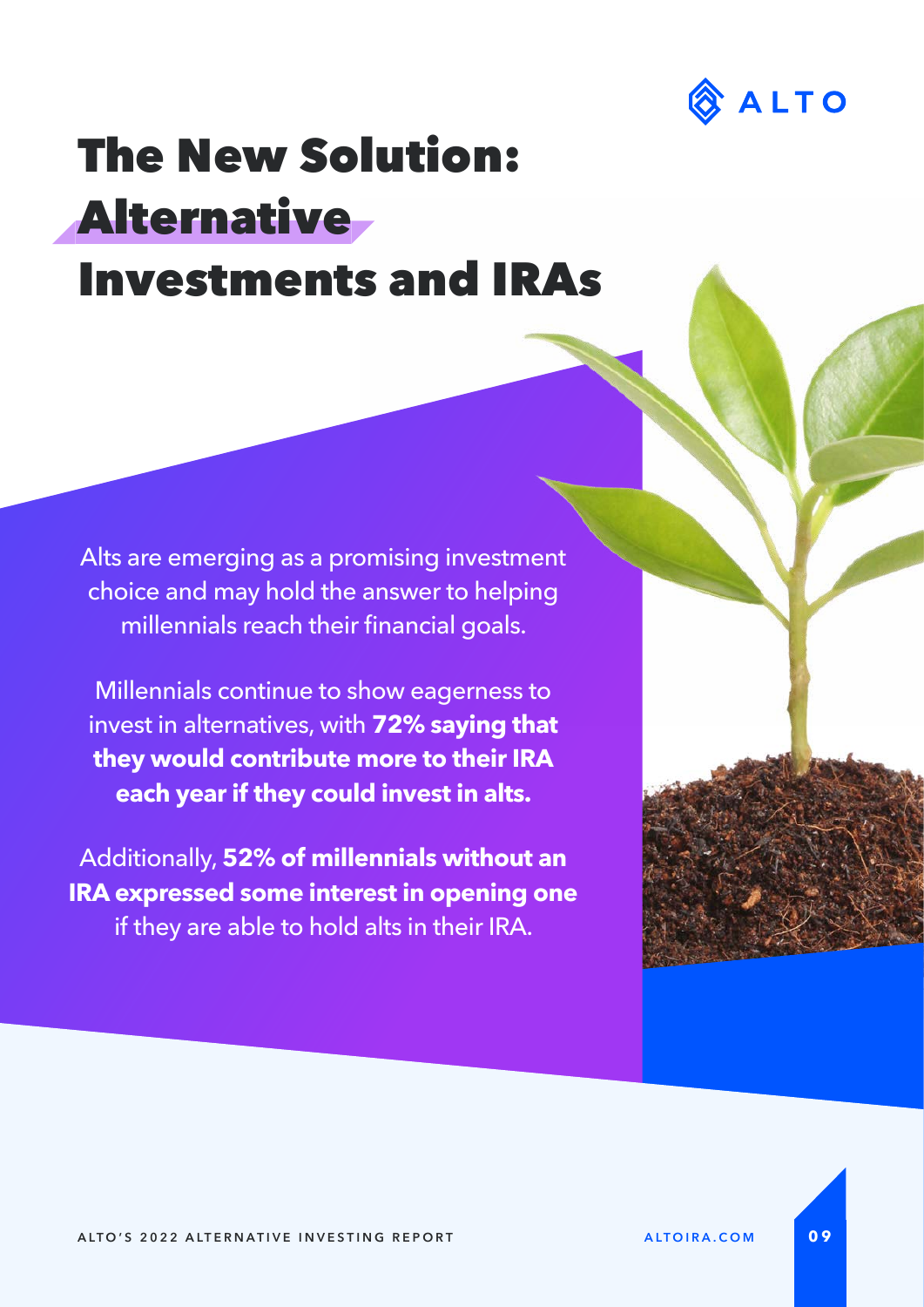# The New Solution: Alternative Investments and IRAs

Alts are emerging as a promising investment choice and may hold the answer to helping millennials reach their financial goals.

Millennials continue to show eagerness to invest in alternatives, with **72% saying that they would contribute more to their IRA each year if they could invest in alts.**

Additionally, **52% of millennials without an IRA expressed some interest in opening one** if they are able to hold alts in their IRA.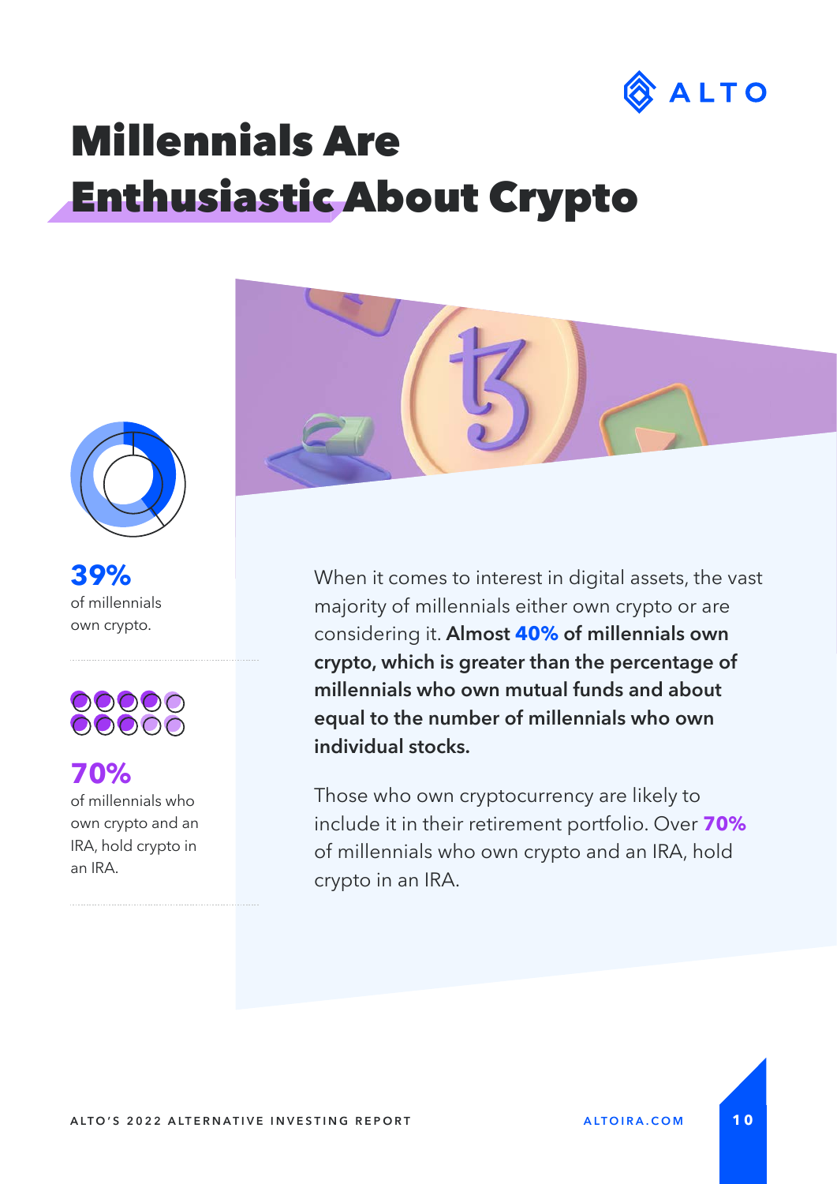# Millennials Are Enthusiastic About Crypto

**39%**
of millennials own crypto.

**70%**
of millennials who own crypto and an IRA, hold crypto in an IRA.

When it comes to interest in digital assets, the vast majority of millennials either own crypto or are considering it. **Almost 40% of millennials own crypto, which is greater than the percentage of millennials who own mutual funds and about equal to the number of millennials who own individual stocks.**

Those who own cryptocurrency are likely to include it in their retirement portfolio. Over **70%** of millennials who own crypto and an IRA, hold crypto in an IRA.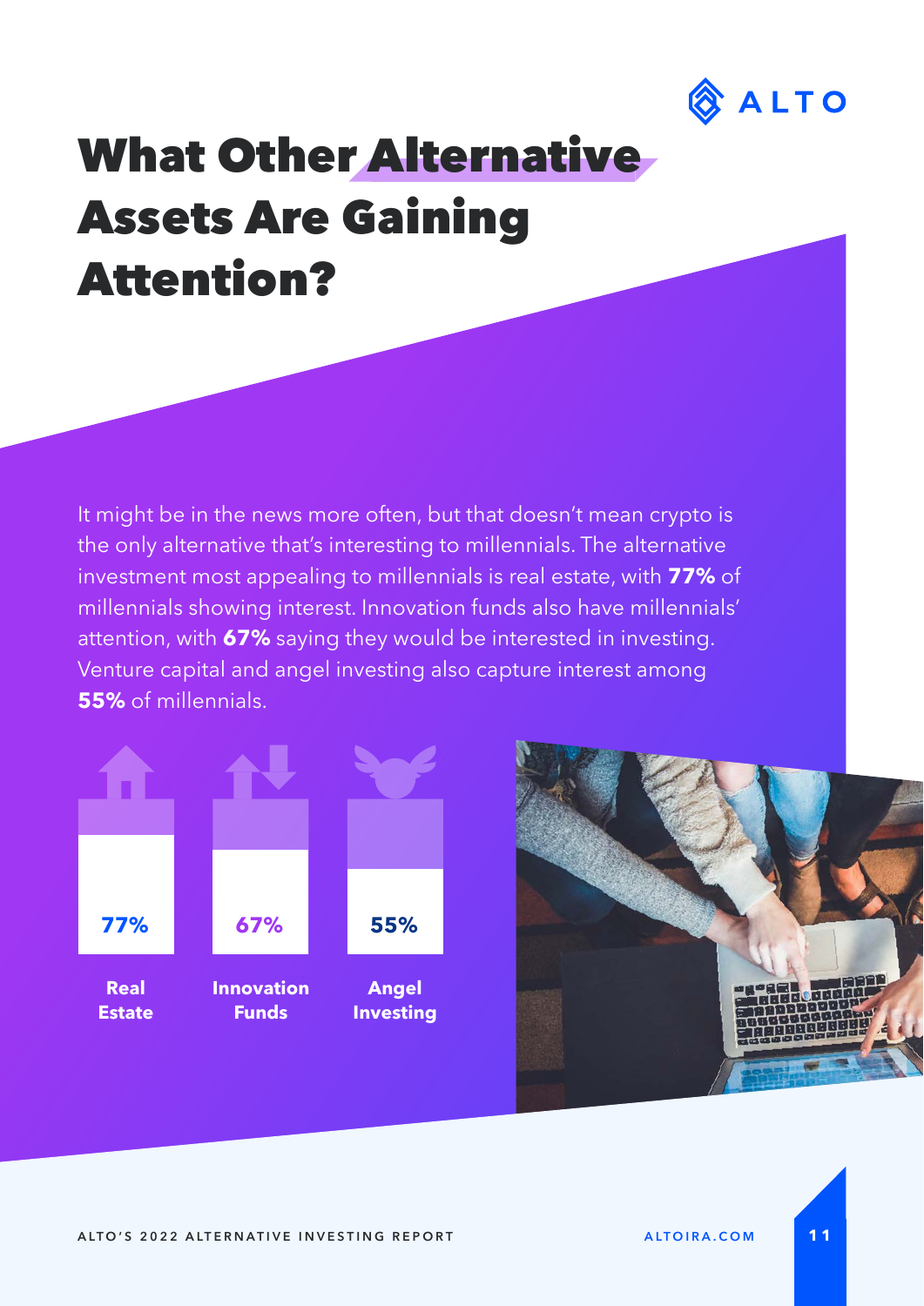# What Other Alternative Assets Are Gaining Attention?

It might be in the news more often, but that doesn't mean crypto is the only alternative that's interesting to millennials. The alternative investment most appealing to millennials is real estate, with **77%** of millennials showing interest. Innovation funds also have millennials' attention, with **67%** saying they would be interested in investing. Venture capital and angel investing also capture interest among **55%** of millennials.

| Real Estate | Innovation Funds | Angel Investing |
|---|---|---|
| 77% | 67% | 55% |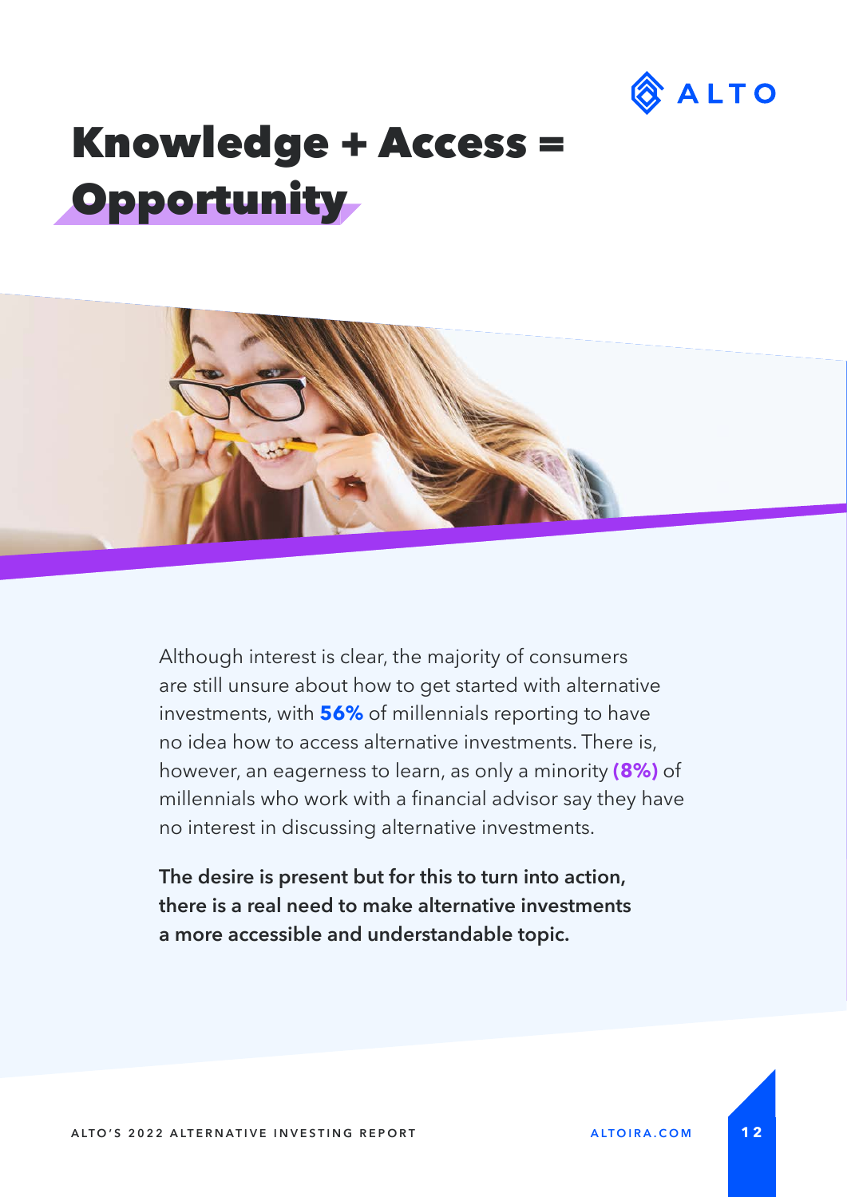# Knowledge + Access = Opportunity

Although interest is clear, the majority of consumers are still unsure about how to get started with alternative investments, with **56%** of millennials reporting to have no idea how to access alternative investments. There is, however, an eagerness to learn, as only a minority **(8%)** of millennials who work with a financial advisor say they have no interest in discussing alternative investments.

**The desire is present but for this to turn into action, there is a real need to make alternative investments a more accessible and understandable topic.**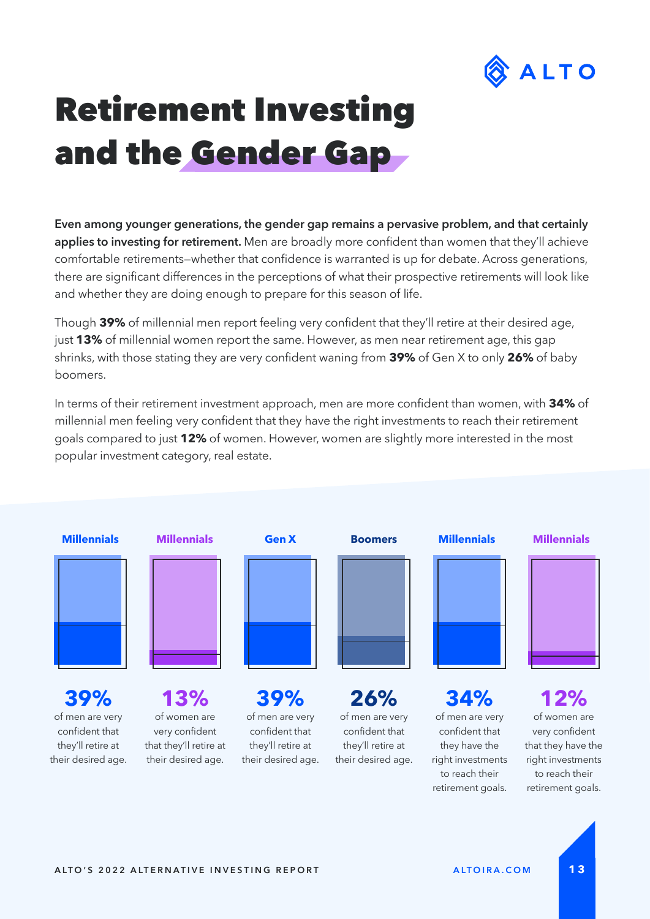# Retirement Investing and the Gender Gap

**Even among younger generations, the gender gap remains a pervasive problem, and that certainly applies to investing for retirement.** Men are broadly more confident than women that they'll achieve comfortable retirements—whether that confidence is warranted is up for debate. Across generations, there are significant differences in the perceptions of what their prospective retirements will look like and whether they are doing enough to prepare for this season of life.

Though **39%** of millennial men report feeling very confident that they'll retire at their desired age, just **13%** of millennial women report the same. However, as men near retirement age, this gap shrinks, with those stating they are very confident waning from **39%** of Gen X to only **26%** of baby boomers.

In terms of their retirement investment approach, men are more confident than women, with **34%** of millennial men feeling very confident that they have the right investments to reach their retirement goals compared to just **12%** of women. However, women are slightly more interested in the most popular investment category, real estate.

**Millennials**

**39%** of men are very confident that they'll retire at their desired age.

**Millennials**

**13%** of women are very confident that they'll retire at their desired age.

**Gen X**

**39%** of men are very confident that they'll retire at their desired age.

**Boomers**

**26%** of men are very confident that they'll retire at their desired age.

**Millennials**

**34%** of men are very confident that they have the right investments to reach their retirement goals.

**Millennials**

**12%** of women are very confident that they have the right investments to reach their retirement goals.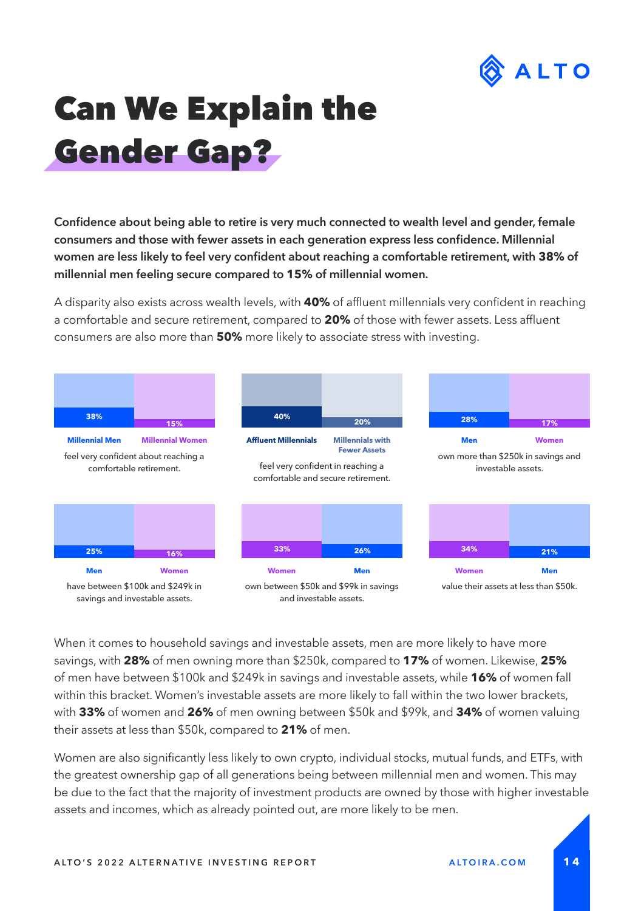# Can We Explain the Gender Gap?

**Confidence about being able to retire is very much connected to wealth level and gender, female consumers and those with fewer assets in each generation express less confidence. Millennial women are less likely to feel very confident about reaching a comfortable retirement, with 38% of millennial men feeling secure compared to 15% of millennial women.**

A disparity also exists across wealth levels, with **40%** of affluent millennials very confident in reaching a comfortable and secure retirement, compared to **20%** of those with fewer assets. Less affluent consumers are also more than **50%** more likely to associate stress with investing.

38% — **Millennial Men**
15% — **Millennial Women**
feel very confident about reaching a comfortable retirement.

40% — **Affluent Millennials**
20% — **Millennials with Fewer Assets**
feel very confident in reaching a comfortable and secure retirement.

28% — **Men**
17% — **Women**
own more than $250k in savings and investable assets.

25% — **Men**
16% — **Women**
have between $100k and $249k in savings and investable assets.

33% — **Women**
26% — **Men**
own between $50k and $99k in savings and investable assets.

34% — **Women**
21% — **Men**
value their assets at less than $50k.

When it comes to household savings and investable assets, men are more likely to have more savings, with **28%** of men owning more than $250k, compared to **17%** of women. Likewise, **25%** of men have between $100k and $249k in savings and investable assets, while **16%** of women fall within this bracket. Women's investable assets are more likely to fall within the two lower brackets, with **33%** of women and **26%** of men owning between $50k and $99k, and **34%** of women valuing their assets at less than $50k, compared to **21%** of men.

Women are also significantly less likely to own crypto, individual stocks, mutual funds, and ETFs, with the greatest ownership gap of all generations being between millennial men and women. This may be due to the fact that the majority of investment products are owned by those with higher investable assets and incomes, which as already pointed out, are more likely to be men.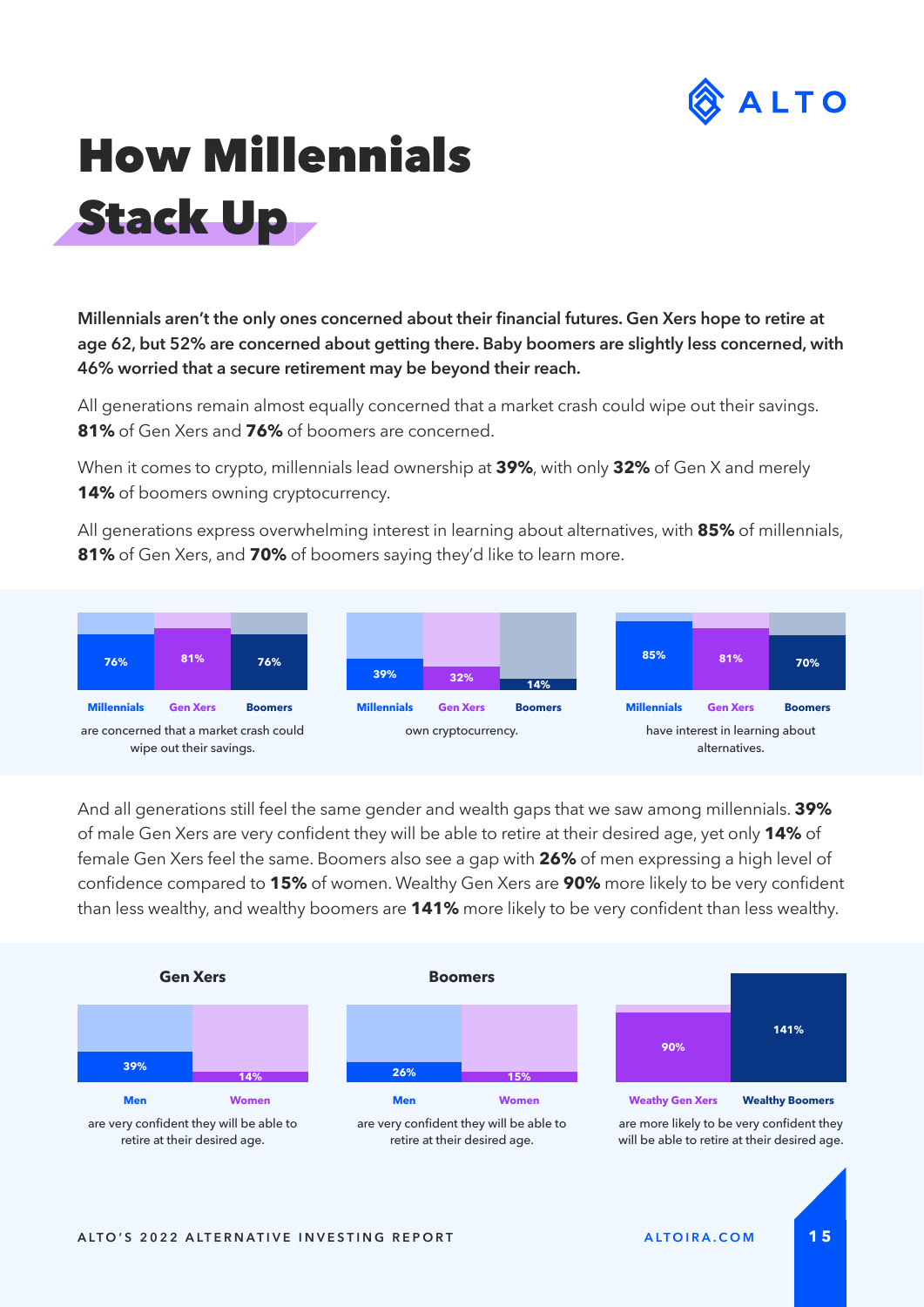# How Millennials Stack Up

**Millennials aren't the only ones concerned about their financial futures. Gen Xers hope to retire at age 62, but 52% are concerned about getting there. Baby boomers are slightly less concerned, with 46% worried that a secure retirement may be beyond their reach.**

All generations remain almost equally concerned that a market crash could wipe out their savings. **81%** of Gen Xers and **76%** of boomers are concerned.

When it comes to crypto, millennials lead ownership at **39%**, with only **32%** of Gen X and merely **14%** of boomers owning cryptocurrency.

All generations express overwhelming interest in learning about alternatives, with **85%** of millennials, **81%** of Gen Xers, and **70%** of boomers saying they'd like to learn more.

| | Millennials | Gen Xers | Boomers |
|---|---|---|---|
| are concerned that a market crash could wipe out their savings. | 76% | 81% | 76% |
| own cryptocurrency. | 39% | 32% | 14% |
| have interest in learning about alternatives. | 85% | 81% | 70% |

And all generations still feel the same gender and wealth gaps that we saw among millennials. **39%** of male Gen Xers are very confident they will be able to retire at their desired age, yet only **14%** of female Gen Xers feel the same. Boomers also see a gap with **26%** of men expressing a high level of confidence compared to **15%** of women. Wealthy Gen Xers are **90%** more likely to be very confident than less wealthy, and wealthy boomers are **141%** more likely to be very confident than less wealthy.

**Gen Xers**

| Men | Women |
|---|---|
| 39% | 14% |

are very confident they will be able to retire at their desired age.

**Boomers**

| Men | Women |
|---|---|
| 26% | 15% |

are very confident they will be able to retire at their desired age.

| Weathy Gen Xers | Wealthy Boomers |
|---|---|
| 90% | 141% |

are more likely to be very confident they will be able to retire at their desired age.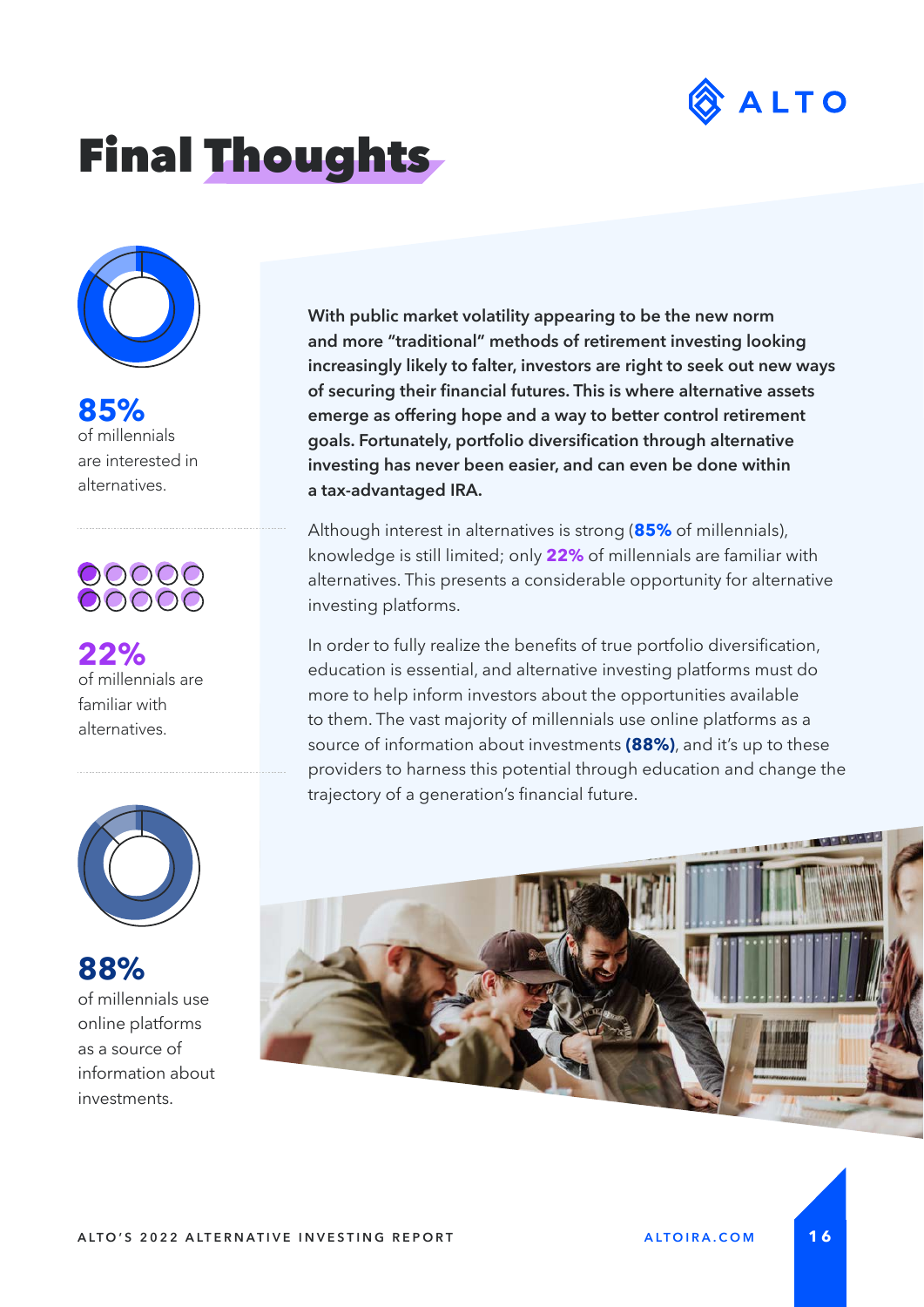# Final Thoughts

**85%**
of millennials are interested in alternatives.

**22%**
of millennials are familiar with alternatives.

**88%**
of millennials use online platforms as a source of information about investments.

**With public market volatility appearing to be the new norm and more "traditional" methods of retirement investing looking increasingly likely to falter, investors are right to seek out new ways of securing their financial futures. This is where alternative assets emerge as offering hope and a way to better control retirement goals. Fortunately, portfolio diversification through alternative investing has never been easier, and can even be done within a tax-advantaged IRA.**

Although interest in alternatives is strong (**85%** of millennials), knowledge is still limited; only **22%** of millennials are familiar with alternatives. This presents a considerable opportunity for alternative investing platforms.

In order to fully realize the benefits of true portfolio diversification, education is essential, and alternative investing platforms must do more to help inform investors about the opportunities available to them. The vast majority of millennials use online platforms as a source of information about investments **(88%)**, and it's up to these providers to harness this potential through education and change the trajectory of a generation's financial future.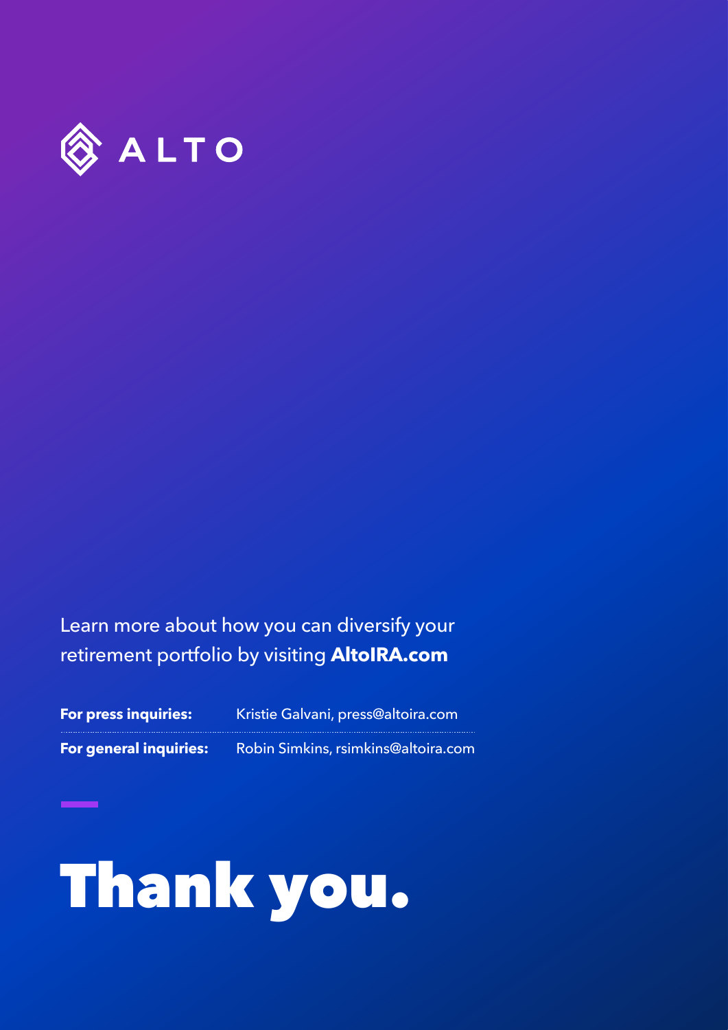ALTO

Learn more about how you can diversify your retirement portfolio by visiting **AltoIRA.com**

| | |
|---|---|
| **For press inquiries:** | Kristie Galvani, press@altoira.com |
| **For general inquiries:** | Robin Simkins, rsimkins@altoira.com |

# Thank you.